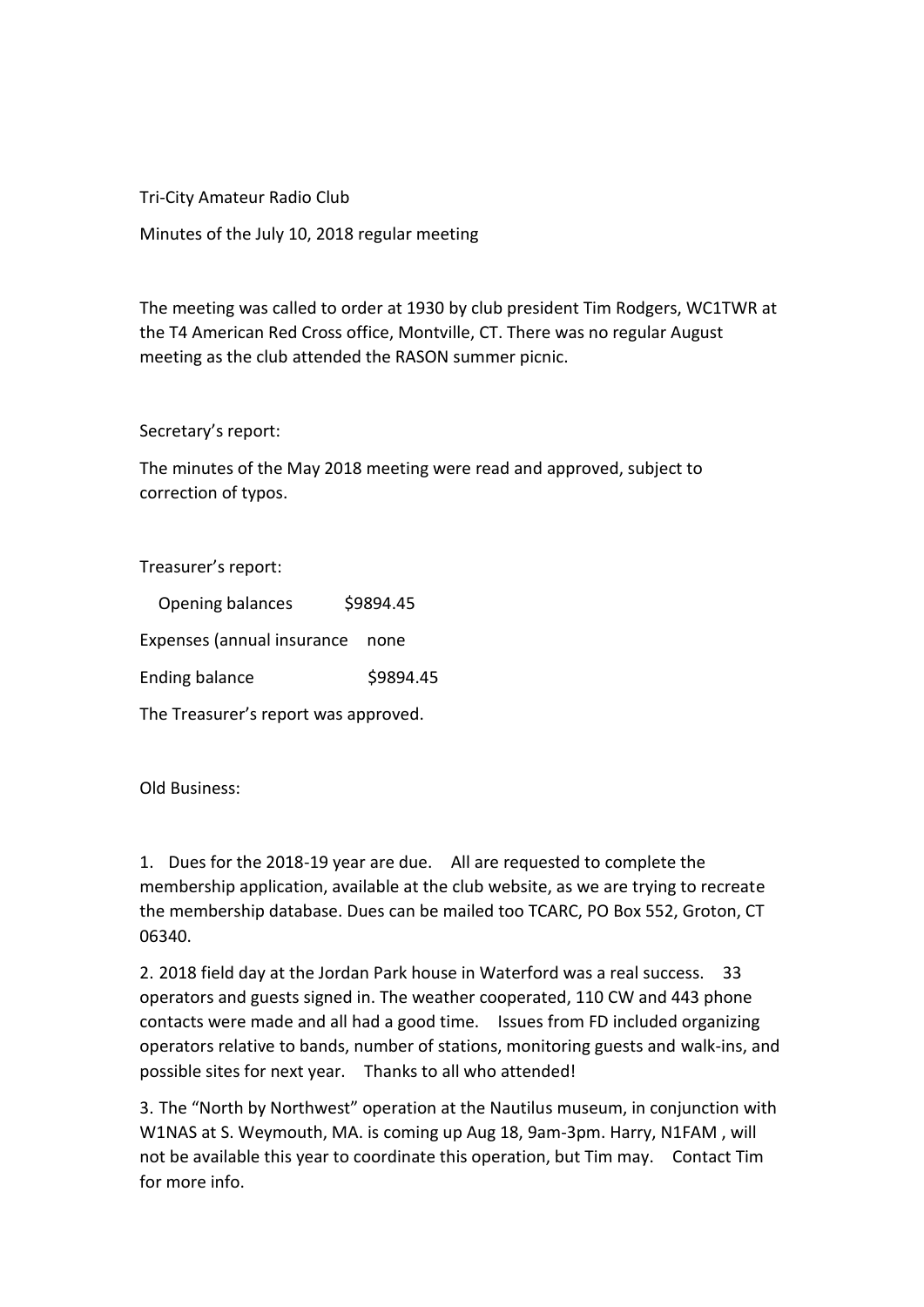Tri-City Amateur Radio Club

Minutes of the July 10, 2018 regular meeting

The meeting was called to order at 1930 by club president Tim Rodgers, WC1TWR at the T4 American Red Cross office, Montville, CT. There was no regular August meeting as the club attended the RASON summer picnic.

Secretary's report:

The minutes of the May 2018 meeting were read and approved, subject to correction of typos.

Treasurer's report:

Opening balances $9894.45

Expenses (annual insurance none

Ending balance $9894.45

The Treasurer's report was approved.

Old Business:

1. Dues for the 2018-19 year are due. All are requested to complete the membership application, available at the club website, as we are trying to recreate the membership database. Dues can be mailed too TCARC, PO Box 552, Groton, CT 06340.

2. 2018 field day at the Jordan Park house in Waterford was a real success. 33 operators and guests signed in. The weather cooperated, 110 CW and 443 phone contacts were made and all had a good time. Issues from FD included organizing operators relative to bands, number of stations, monitoring guests and walk-ins, and possible sites for next year. Thanks to all who attended!

3. The "North by Northwest" operation at the Nautilus museum, in conjunction with W1NAS at S. Weymouth, MA. is coming up Aug 18, 9am-3pm. Harry, N1FAM , will not be available this year to coordinate this operation, but Tim may. Contact Tim for more info.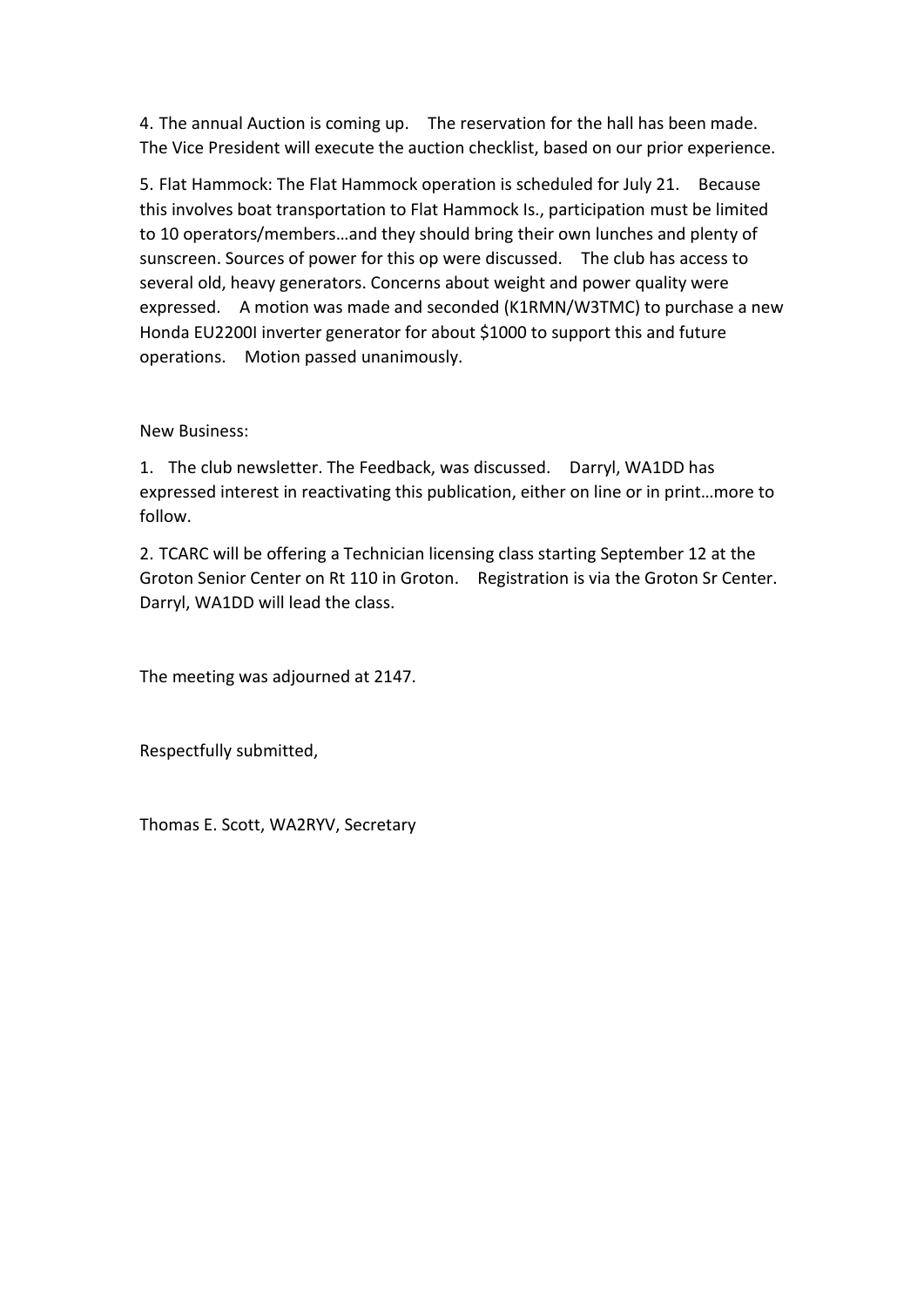4. The annual Auction is coming up. The reservation for the hall has been made. The Vice President will execute the auction checklist, based on our prior experience.

5. Flat Hammock: The Flat Hammock operation is scheduled for July 21. Because this involves boat transportation to Flat Hammock Is., participation must be limited to 10 operators/members…and they should bring their own lunches and plenty of sunscreen. Sources of power for this op were discussed. The club has access to several old, heavy generators. Concerns about weight and power quality were expressed. A motion was made and seconded (K1RMN/W3TMC) to purchase a new Honda EU2200I inverter generator for about $1000 to support this and future operations. Motion passed unanimously.

New Business:

1. The club newsletter. The Feedback, was discussed. Darryl, WA1DD has expressed interest in reactivating this publication, either on line or in print…more to follow.

2. TCARC will be offering a Technician licensing class starting September 12 at the Groton Senior Center on Rt 110 in Groton. Registration is via the Groton Sr Center. Darryl, WA1DD will lead the class.

The meeting was adjourned at 2147.

Respectfully submitted,

Thomas E. Scott, WA2RYV, Secretary